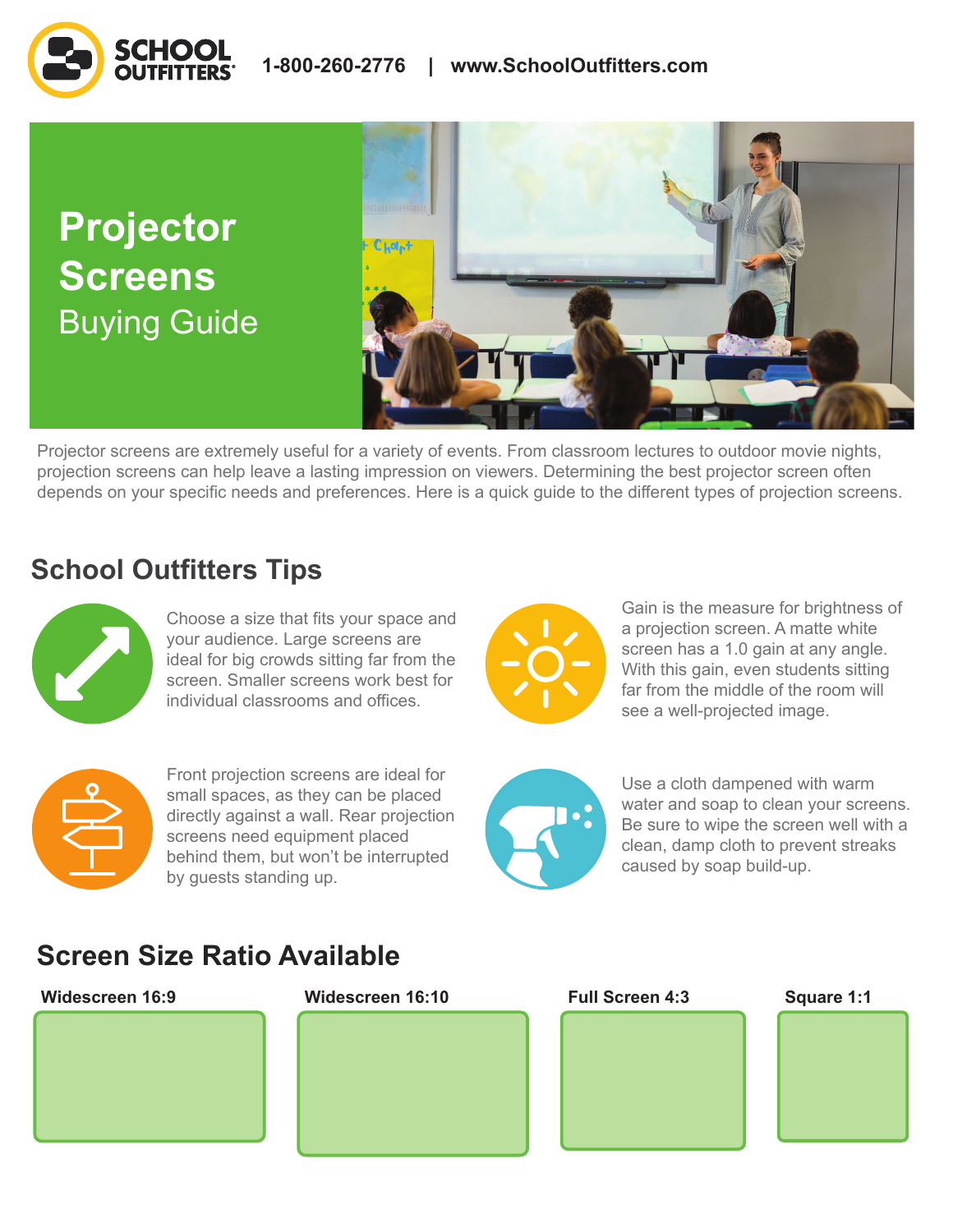SCHOOL OUTFITTERS® 1-800-260-2776 | www.SchoolOutfitters.com

# Projector Screens
## Buying Guide

Projector screens are extremely useful for a variety of events. From classroom lectures to outdoor movie nights, projection screens can help leave a lasting impression on viewers. Determining the best projector screen often depends on your specific needs and preferences. Here is a quick guide to the different types of projection screens.

## School Outfitters Tips

Choose a size that fits your space and your audience. Large screens are ideal for big crowds sitting far from the screen. Smaller screens work best for individual classrooms and offices.

Gain is the measure for brightness of a projection screen. A matte white screen has a 1.0 gain at any angle. With this gain, even students sitting far from the middle of the room will see a well-projected image.

Front projection screens are ideal for small spaces, as they can be placed directly against a wall. Rear projection screens need equipment placed behind them, but won't be interrupted by guests standing up.

Use a cloth dampened with warm water and soap to clean your screens. Be sure to wipe the screen well with a clean, damp cloth to prevent streaks caused by soap build-up.

## Screen Size Ratio Available

**Widescreen 16:9**

**Widescreen 16:10**

**Full Screen 4:3**

**Square 1:1**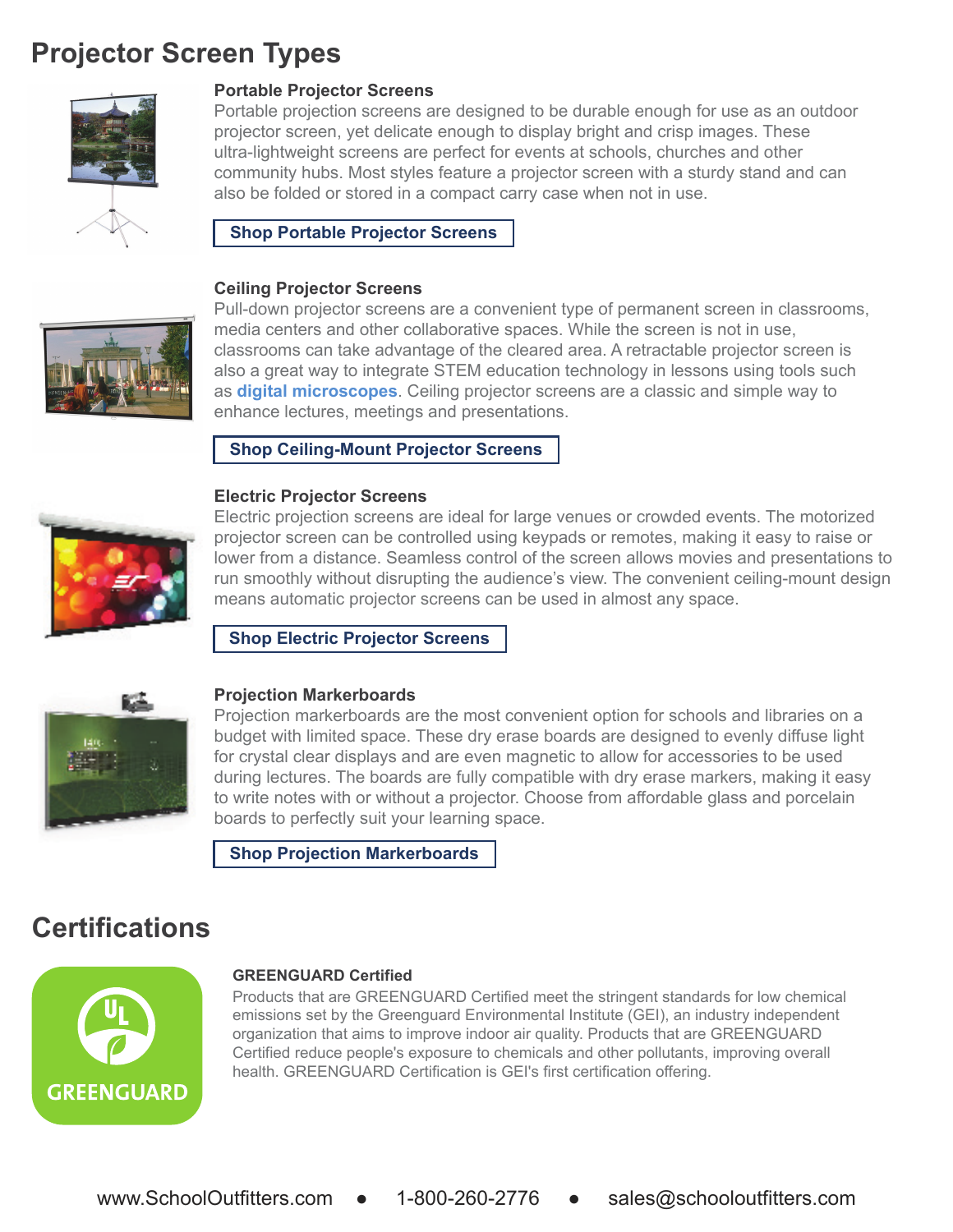## Projector Screen Types

### Portable Projector Screens

Portable projection screens are designed to be durable enough for use as an outdoor projector screen, yet delicate enough to display bright and crisp images. These ultra-lightweight screens are perfect for events at schools, churches and other community hubs. Most styles feature a projector screen with a sturdy stand and can also be folded or stored in a compact carry case when not in use.

**Shop Portable Projector Screens**

### Ceiling Projector Screens

Pull-down projector screens are a convenient type of permanent screen in classrooms, media centers and other collaborative spaces. While the screen is not in use, classrooms can take advantage of the cleared area. A retractable projector screen is also a great way to integrate STEM education technology in lessons using tools such as **digital microscopes**. Ceiling projector screens are a classic and simple way to enhance lectures, meetings and presentations.

**Shop Ceiling-Mount Projector Screens**

### Electric Projector Screens

Electric projection screens are ideal for large venues or crowded events. The motorized projector screen can be controlled using keypads or remotes, making it easy to raise or lower from a distance. Seamless control of the screen allows movies and presentations to run smoothly without disrupting the audience's view. The convenient ceiling-mount design means automatic projector screens can be used in almost any space.

**Shop Electric Projector Screens**

### Projection Markerboards

Projection markerboards are the most convenient option for schools and libraries on a budget with limited space. These dry erase boards are designed to evenly diffuse light for crystal clear displays and are even magnetic to allow for accessories to be used during lectures. The boards are fully compatible with dry erase markers, making it easy to write notes with or without a projector. Choose from affordable glass and porcelain boards to perfectly suit your learning space.

**Shop Projection Markerboards**

## Certifications

### GREENGUARD Certified

Products that are GREENGUARD Certified meet the stringent standards for low chemical emissions set by the Greenguard Environmental Institute (GEI), an industry independent organization that aims to improve indoor air quality. Products that are GREENGUARD Certified reduce people's exposure to chemicals and other pollutants, improving overall health. GREENGUARD Certification is GEI's first certification offering.

www.SchoolOutfitters.com • 1-800-260-2776 • sales@schooloutfitters.com